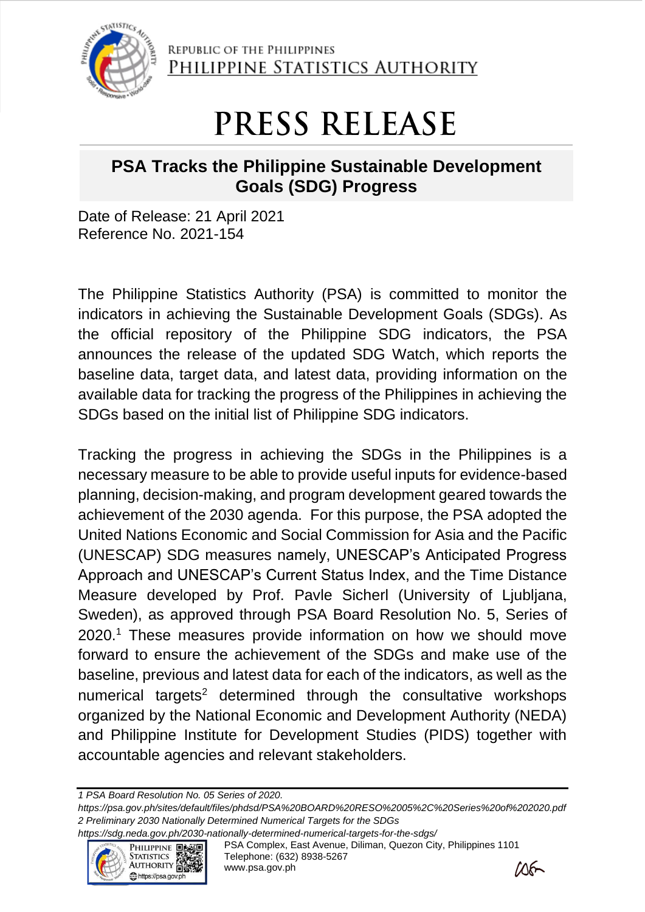REPUBLIC OF THE PHILIPPINES
PHILIPPINE STATISTICS AUTHORITY

# PRESS RELEASE

## PSA Tracks the Philippine Sustainable Development Goals (SDG) Progress

Date of Release: 21 April 2021
Reference No. 2021-154

The Philippine Statistics Authority (PSA) is committed to monitor the indicators in achieving the Sustainable Development Goals (SDGs). As the official repository of the Philippine SDG indicators, the PSA announces the release of the updated SDG Watch, which reports the baseline data, target data, and latest data, providing information on the available data for tracking the progress of the Philippines in achieving the SDGs based on the initial list of Philippine SDG indicators.

Tracking the progress in achieving the SDGs in the Philippines is a necessary measure to be able to provide useful inputs for evidence-based planning, decision-making, and program development geared towards the achievement of the 2030 agenda. For this purpose, the PSA adopted the United Nations Economic and Social Commission for Asia and the Pacific (UNESCAP) SDG measures namely, UNESCAP's Anticipated Progress Approach and UNESCAP's Current Status Index, and the Time Distance Measure developed by Prof. Pavle Sicherl (University of Ljubljana, Sweden), as approved through PSA Board Resolution No. 5, Series of 2020.[1] These measures provide information on how we should move forward to ensure the achievement of the SDGs and make use of the baseline, previous and latest data for each of the indicators, as well as the numerical targets[2] determined through the consultative workshops organized by the National Economic and Development Authority (NEDA) and Philippine Institute for Development Studies (PIDS) together with accountable agencies and relevant stakeholders.

---

*1 PSA Board Resolution No. 05 Series of 2020.*
*https://psa.gov.ph/sites/default/files/phdsd/PSA%20BOARD%20RESO%2005%2C%20Series%20of%202020.pdf*
*2 Preliminary 2030 Nationally Determined Numerical Targets for the SDGs*
*https://sdg.neda.gov.ph/2030-nationally-determined-numerical-targets-for-the-sdgs/*

PSA Complex, East Avenue, Diliman, Quezon City, Philippines 1101
Telephone: (632) 8938-5267
www.psa.gov.ph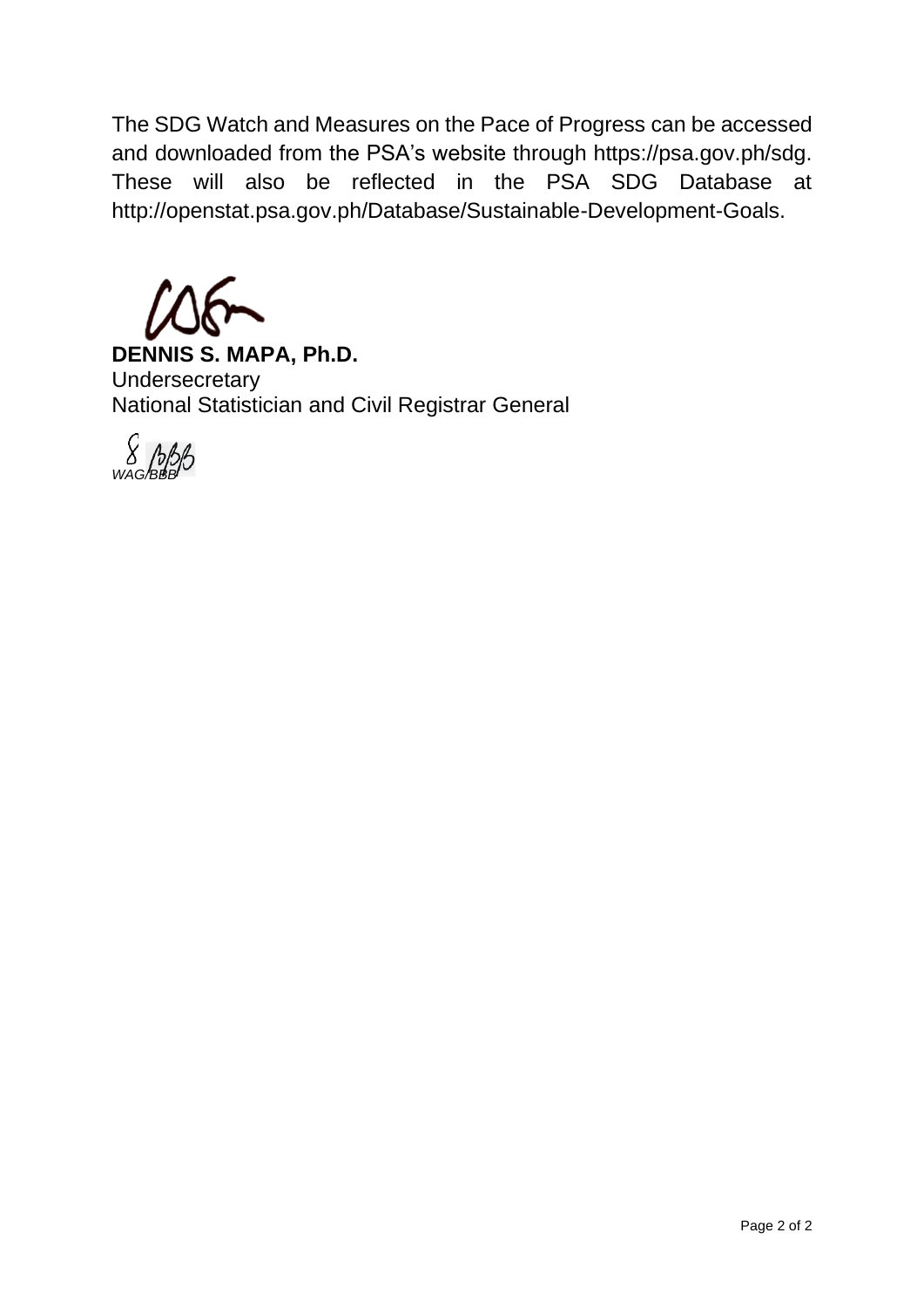The SDG Watch and Measures on the Pace of Progress can be accessed and downloaded from the PSA's website through https://psa.gov.ph/sdg. These will also be reflected in the PSA SDG Database at http://openstat.psa.gov.ph/Database/Sustainable-Development-Goals.

**DENNIS S. MAPA, Ph.D.**
Undersecretary
National Statistician and Civil Registrar General

*WAG/BBB*